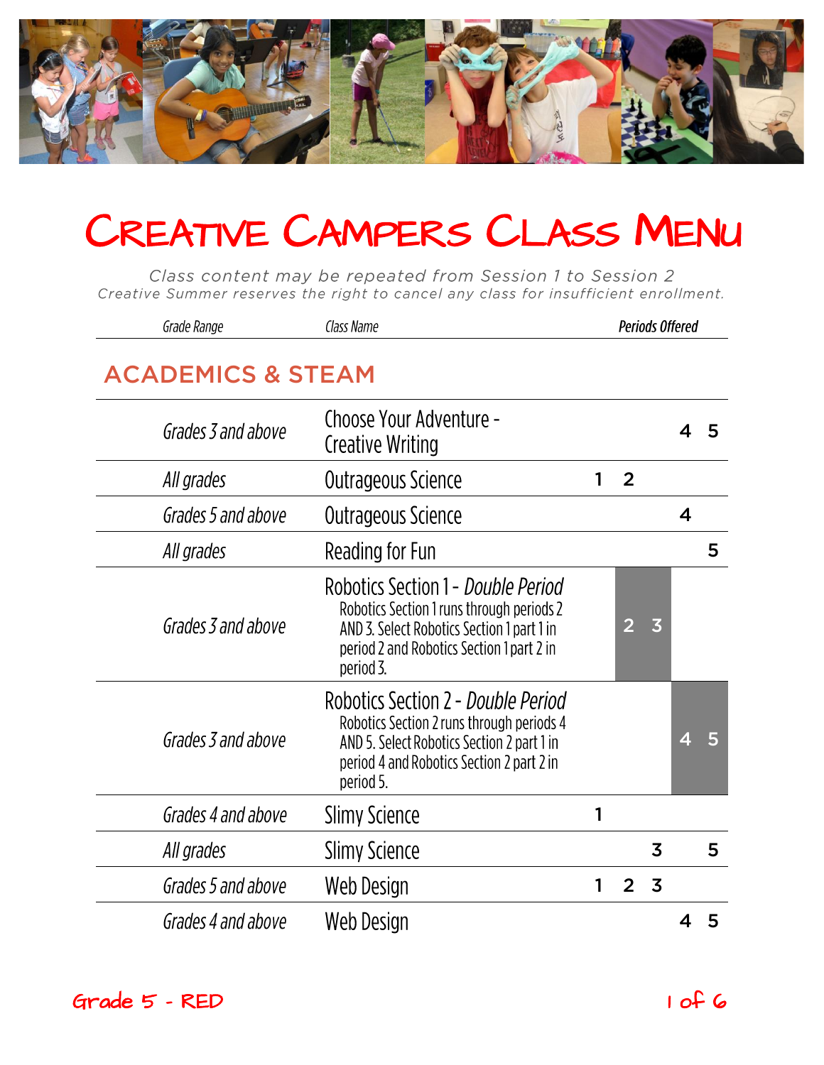# Creative Campers Class Menu

*Class content may be repeated from Session 1 to Session 2*
*Creative Summer reserves the right to cancel any class for insufficient enrollment.*

## ACADEMICS & STEAM

| Grade Range | Class Name | Periods Offered | | | | |
|---|---|---|---|---|---|---|
| *Grades 3 and above* | Choose Your Adventure - Creative Writing | | | | 4 | 5 |
| *All grades* | Outrageous Science | 1 | 2 | | | |
| *Grades 5 and above* | Outrageous Science | | | | 4 | |
| *All grades* | Reading for Fun | | | | | 5 |
| *Grades 3 and above* | Robotics Section 1 - *Double Period*<br>Robotics Section 1 runs through periods 2 AND 3. Select Robotics Section 1 part 1 in period 2 and Robotics Section 1 part 2 in period 3. | | 2 | 3 | | |
| *Grades 3 and above* | Robotics Section 2 - *Double Period*<br>Robotics Section 2 runs through periods 4 AND 5. Select Robotics Section 2 part 1 in period 4 and Robotics Section 2 part 2 in period 5. | | | | 4 | 5 |
| *Grades 4 and above* | Slimy Science | 1 | | | | |
| *All grades* | Slimy Science | | | 3 | | 5 |
| *Grades 5 and above* | Web Design | 1 | 2 | 3 | | |
| *Grades 4 and above* | Web Design | | | | 4 | 5 |

Grade 5 - RED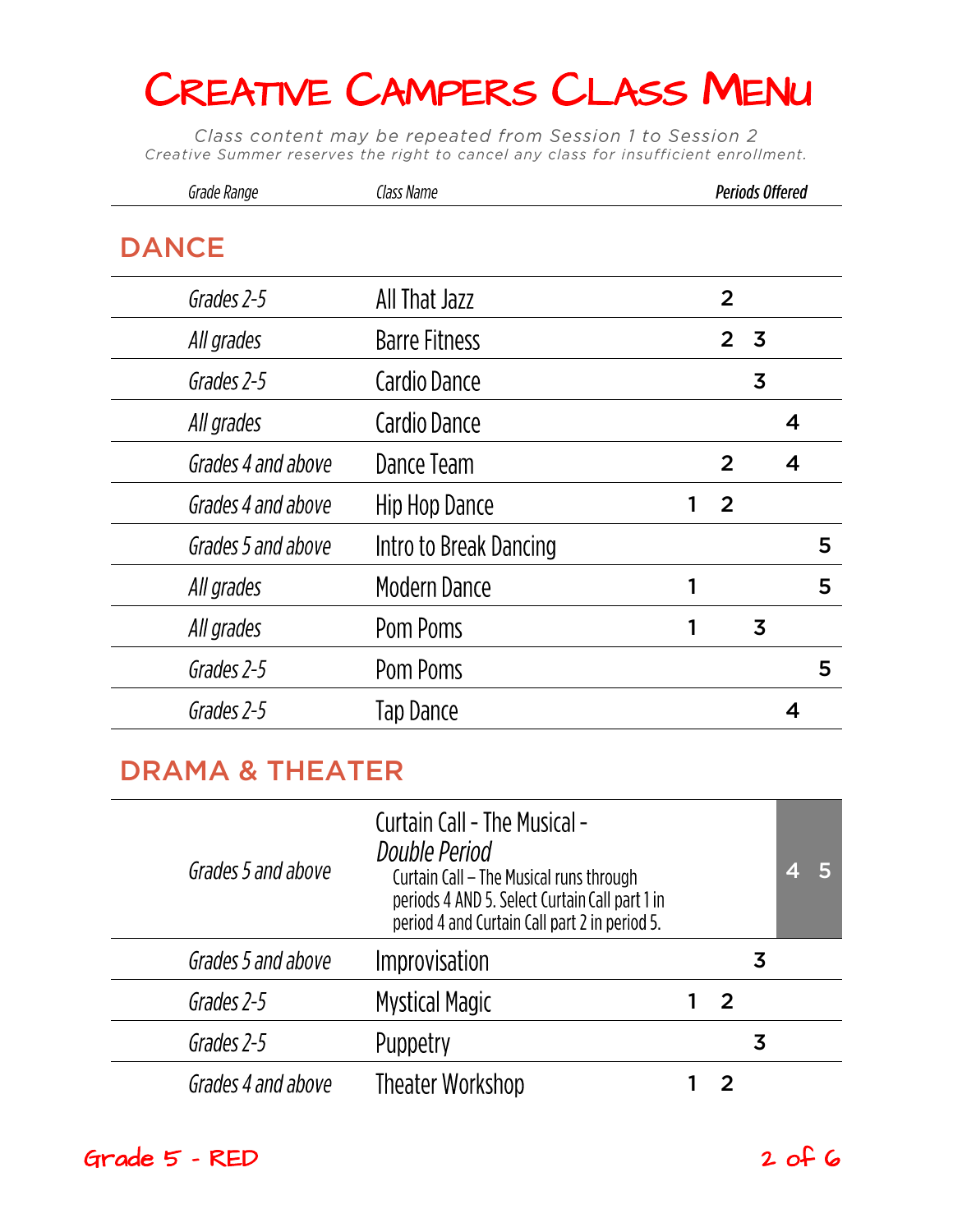# Creative Campers Class Menu

*Class content may be repeated from Session 1 to Session 2*
*Creative Summer reserves the right to cancel any class for insufficient enrollment.*

## DANCE

| Grade Range | Class Name | Periods Offered | | | | |
|---|---|---|---|---|---|---|
| | | 1 | 2 | 3 | 4 | 5 |
| *Grades 2-5* | All That Jazz | | 2 | | | |
| *All grades* | Barre Fitness | | 2 | 3 | | |
| *Grades 2-5* | Cardio Dance | | | 3 | | |
| *All grades* | Cardio Dance | | | | 4 | |
| *Grades 4 and above* | Dance Team | | 2 | | 4 | |
| *Grades 4 and above* | Hip Hop Dance | 1 | 2 | | | |
| *Grades 5 and above* | Intro to Break Dancing | | | | | 5 |
| *All grades* | Modern Dance | 1 | | | | 5 |
| *All grades* | Pom Poms | 1 | | 3 | | |
| *Grades 2-5* | Pom Poms | | | | | 5 |
| *Grades 2-5* | Tap Dance | | | | 4 | |

## DRAMA & THEATER

| Grade Range | Class Name | Periods Offered | | | | |
|---|---|---|---|---|---|---|
| | | 1 | 2 | 3 | 4 | 5 |
| *Grades 5 and above* | Curtain Call - The Musical - *Double Period* Curtain Call – The Musical runs through periods 4 AND 5. Select Curtain Call part 1 in period 4 and Curtain Call part 2 in period 5. | | | | 4 | 5 |
| *Grades 5 and above* | Improvisation | | | 3 | | |
| *Grades 2-5* | Mystical Magic | 1 | 2 | | | |
| *Grades 2-5* | Puppetry | | | 3 | | |
| *Grades 4 and above* | Theater Workshop | 1 | 2 | | | |

Grade 5 - RED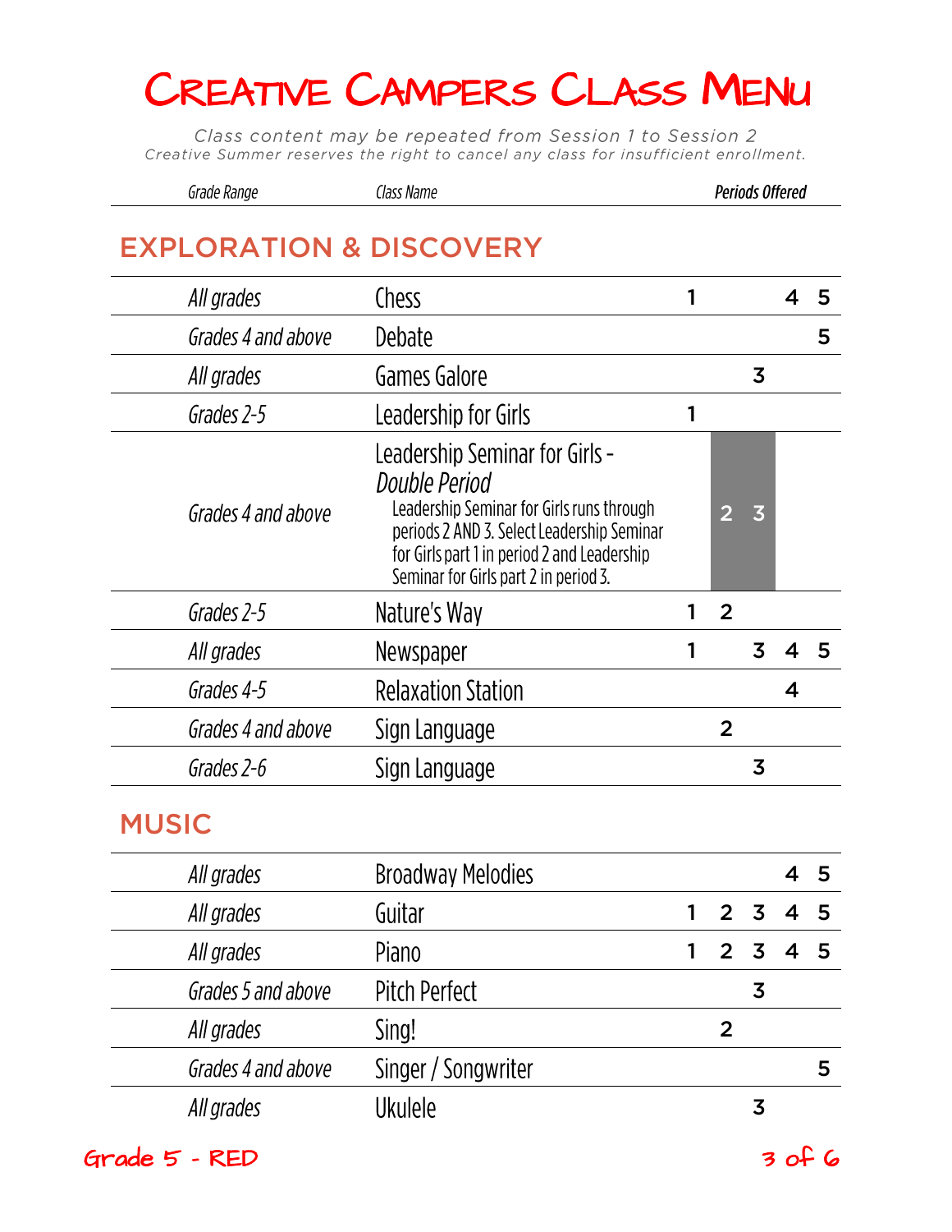# Creative Campers Class Menu

*Class content may be repeated from Session 1 to Session 2*
*Creative Summer reserves the right to cancel any class for insufficient enrollment.*

## EXPLORATION & DISCOVERY

| Grade Range | Class Name | 1 | 2 | 3 | 4 | 5 |
|---|---|---|---|---|---|---|
| *All grades* | Chess | 1 | | | 4 | 5 |
| *Grades 4 and above* | Debate | | | | | 5 |
| *All grades* | Games Galore | | | 3 | | |
| *Grades 2-5* | Leadership for Girls | 1 | | | | |
| *Grades 4 and above* | Leadership Seminar for Girls - *Double Period*<br>Leadership Seminar for Girls runs through periods 2 AND 3. Select Leadership Seminar for Girls part 1 in period 2 and Leadership Seminar for Girls part 2 in period 3. | | 2 | 3 | | |
| *Grades 2-5* | Nature's Way | 1 | 2 | | | |
| *All grades* | Newspaper | 1 | | 3 | 4 | 5 |
| *Grades 4-5* | Relaxation Station | | | | 4 | |
| *Grades 4 and above* | Sign Language | | 2 | | | |
| *Grades 2-6* | Sign Language | | | 3 | | |

## MUSIC

| Grade Range | Class Name | 1 | 2 | 3 | 4 | 5 |
|---|---|---|---|---|---|---|
| *All grades* | Broadway Melodies | | | | 4 | 5 |
| *All grades* | Guitar | 1 | 2 | 3 | 4 | 5 |
| *All grades* | Piano | 1 | 2 | 3 | 4 | 5 |
| *Grades 5 and above* | Pitch Perfect | | | 3 | | |
| *All grades* | Sing! | | 2 | | | |
| *Grades 4 and above* | Singer / Songwriter | | | | | 5 |
| *All grades* | Ukulele | | | 3 | | |

Grade 5 - RED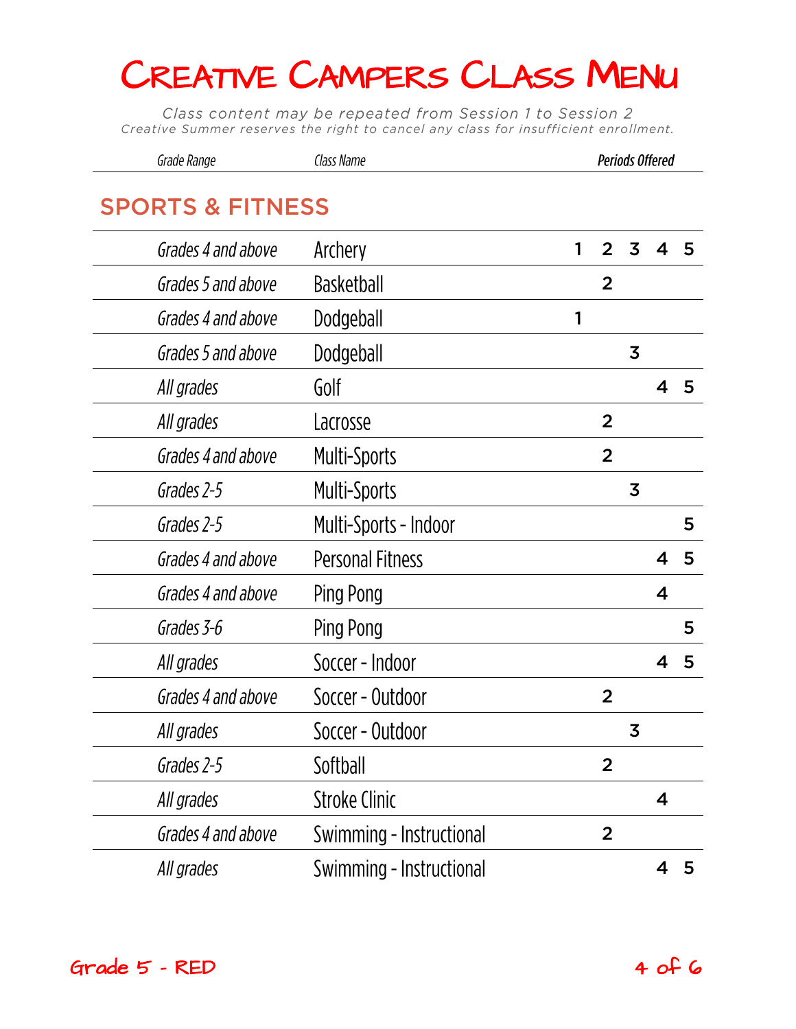# Creative Campers Class Menu

*Class content may be repeated from Session 1 to Session 2*
*Creative Summer reserves the right to cancel any class for insufficient enrollment.*

## SPORTS & FITNESS

| Grade Range | Class Name | Periods Offered | | | | |
|---|---|---|---|---|---|---|
| | | 1 | 2 | 3 | 4 | 5 |
| *Grades 4 and above* | Archery | 1 | 2 | 3 | 4 | 5 |
| *Grades 5 and above* | Basketball | | 2 | | | |
| *Grades 4 and above* | Dodgeball | 1 | | | | |
| *Grades 5 and above* | Dodgeball | | | 3 | | |
| *All grades* | Golf | | | | 4 | 5 |
| *All grades* | Lacrosse | | 2 | | | |
| *Grades 4 and above* | Multi-Sports | | 2 | | | |
| *Grades 2-5* | Multi-Sports | | | 3 | | |
| *Grades 2-5* | Multi-Sports - Indoor | | | | | 5 |
| *Grades 4 and above* | Personal Fitness | | | | 4 | 5 |
| *Grades 4 and above* | Ping Pong | | | | 4 | |
| *Grades 3-6* | Ping Pong | | | | | 5 |
| *All grades* | Soccer - Indoor | | | | 4 | 5 |
| *Grades 4 and above* | Soccer - Outdoor | | 2 | | | |
| *All grades* | Soccer - Outdoor | | | 3 | | |
| *Grades 2-5* | Softball | | 2 | | | |
| *All grades* | Stroke Clinic | | | | 4 | |
| *Grades 4 and above* | Swimming - Instructional | | 2 | | | |
| *All grades* | Swimming - Instructional | | | | 4 | 5 |

Grade 5 - RED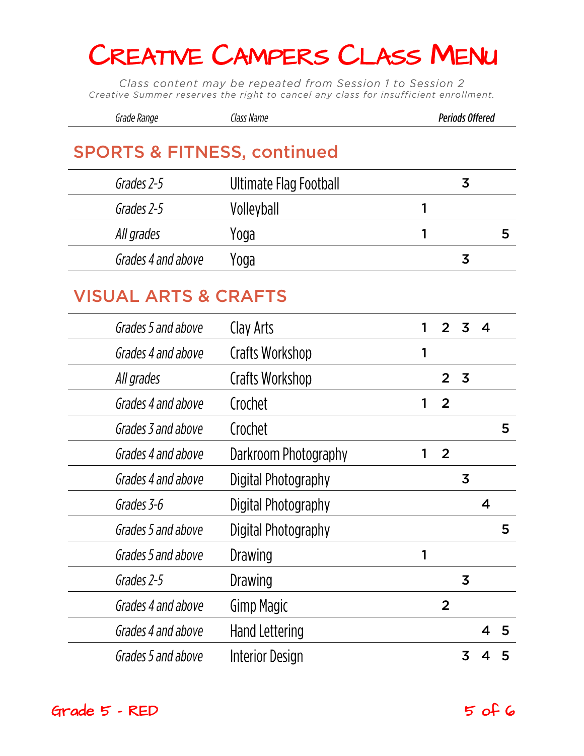# Creative Campers Class Menu

*Class content may be repeated from Session 1 to Session 2*
*Creative Summer reserves the right to cancel any class for insufficient enrollment.*

## SPORTS & FITNESS, continued

| Grade Range | Class Name | Periods Offered | | | | |
|---|---|---|---|---|---|---|
| Grades 2-5 | Ultimate Flag Football | | | 3 | | |
| Grades 2-5 | Volleyball | 1 | | | | |
| All grades | Yoga | 1 | | | | 5 |
| Grades 4 and above | Yoga | | | 3 | | |

## VISUAL ARTS & CRAFTS

| Grade Range | Class Name | Periods Offered | | | | |
|---|---|---|---|---|---|---|
| Grades 5 and above | Clay Arts | 1 | 2 | 3 | 4 | |
| Grades 4 and above | Crafts Workshop | 1 | | | | |
| All grades | Crafts Workshop | | 2 | 3 | | |
| Grades 4 and above | Crochet | 1 | 2 | | | |
| Grades 3 and above | Crochet | | | | | 5 |
| Grades 4 and above | Darkroom Photography | 1 | 2 | | | |
| Grades 4 and above | Digital Photography | | | 3 | | |
| Grades 3-6 | Digital Photography | | | | 4 | |
| Grades 5 and above | Digital Photography | | | | | 5 |
| Grades 5 and above | Drawing | 1 | | | | |
| Grades 2-5 | Drawing | | | 3 | | |
| Grades 4 and above | Gimp Magic | | 2 | | | |
| Grades 4 and above | Hand Lettering | | | | 4 | 5 |
| Grades 5 and above | Interior Design | | | 3 | 4 | 5 |

Grade 5 - RED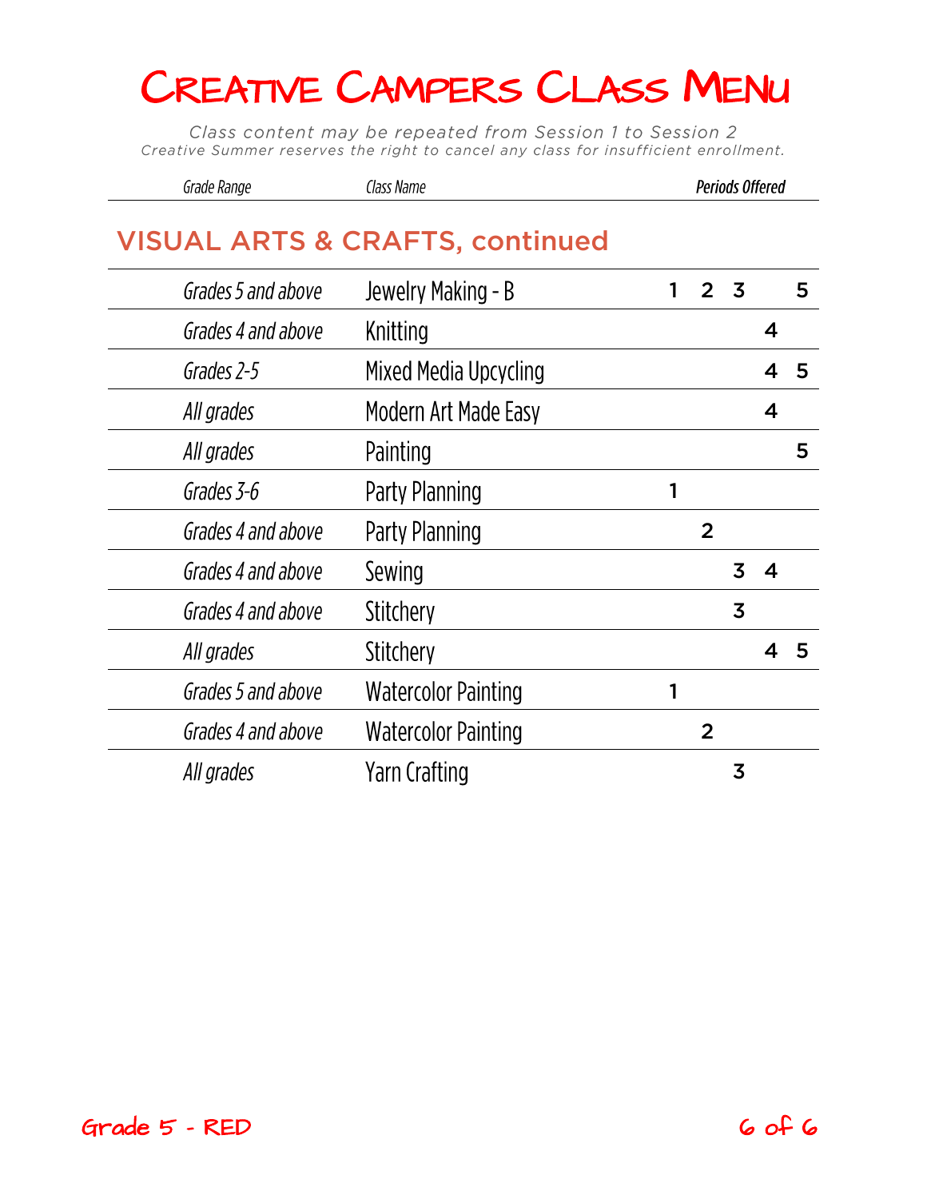# Creative Campers Class Menu

*Class content may be repeated from Session 1 to Session 2*
*Creative Summer reserves the right to cancel any class for insufficient enrollment.*

## VISUAL ARTS & CRAFTS, continued

| Grade Range | Class Name | Periods Offered | | | | |
|---|---|---|---|---|---|---|
| *Grades 5 and above* | Jewelry Making - B | 1 | 2 | 3 | | 5 |
| *Grades 4 and above* | Knitting | | | | 4 | |
| *Grades 2-5* | Mixed Media Upcycling | | | | 4 | 5 |
| *All grades* | Modern Art Made Easy | | | | 4 | |
| *All grades* | Painting | | | | | 5 |
| *Grades 3-6* | Party Planning | 1 | | | | |
| *Grades 4 and above* | Party Planning | | 2 | | | |
| *Grades 4 and above* | Sewing | | | 3 | 4 | |
| *Grades 4 and above* | Stitchery | | | 3 | | |
| *All grades* | Stitchery | | | | 4 | 5 |
| *Grades 5 and above* | Watercolor Painting | 1 | | | | |
| *Grades 4 and above* | Watercolor Painting | | 2 | | | |
| *All grades* | Yarn Crafting | | | 3 | | |

Grade 5 - RED